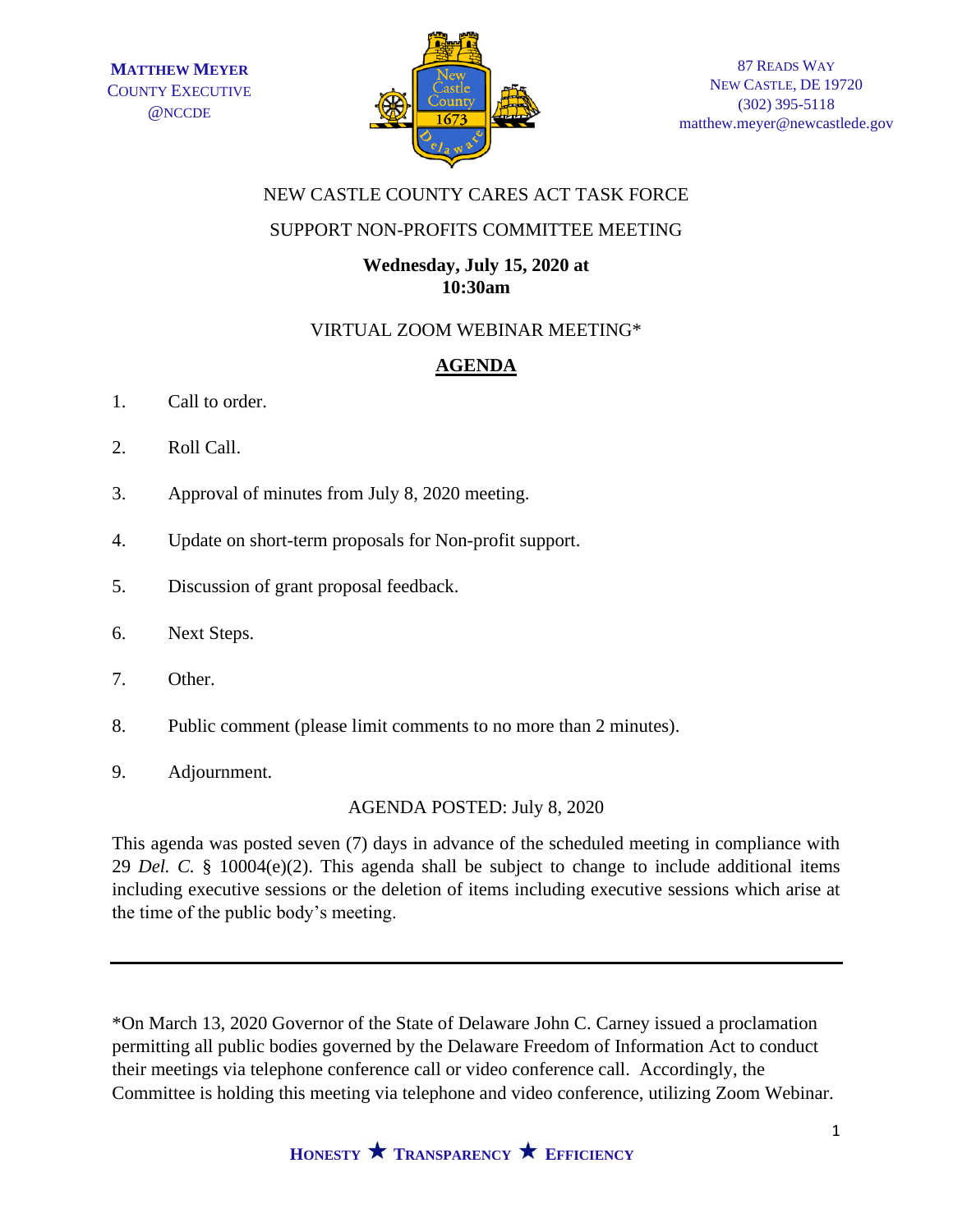**MATTHEW MEYER**
COUNTY EXECUTIVE
@NCCDE

87 READS WAY
NEW CASTLE, DE 19720
(302) 395-5118
matthew.meyer@newcastlede.gov

NEW CASTLE COUNTY CARES ACT TASK FORCE

SUPPORT NON-PROFITS COMMITTEE MEETING

**Wednesday, July 15, 2020 at 10:30am**

VIRTUAL ZOOM WEBINAR MEETING*

## AGENDA

1. Call to order.
2. Roll Call.
3. Approval of minutes from July 8, 2020 meeting.
4. Update on short-term proposals for Non-profit support.
5. Discussion of grant proposal feedback.
6. Next Steps.
7. Other.
8. Public comment (please limit comments to no more than 2 minutes).
9. Adjournment.

AGENDA POSTED: July 8, 2020

This agenda was posted seven (7) days in advance of the scheduled meeting in compliance with 29 *Del. C.* § 10004(e)(2). This agenda shall be subject to change to include additional items including executive sessions or the deletion of items including executive sessions which arise at the time of the public body's meeting.

---

*On March 13, 2020 Governor of the State of Delaware John C. Carney issued a proclamation permitting all public bodies governed by the Delaware Freedom of Information Act to conduct their meetings via telephone conference call or video conference call. Accordingly, the Committee is holding this meeting via telephone and video conference, utilizing Zoom Webinar.

**HONESTY ★ TRANSPARENCY ★ EFFICIENCY**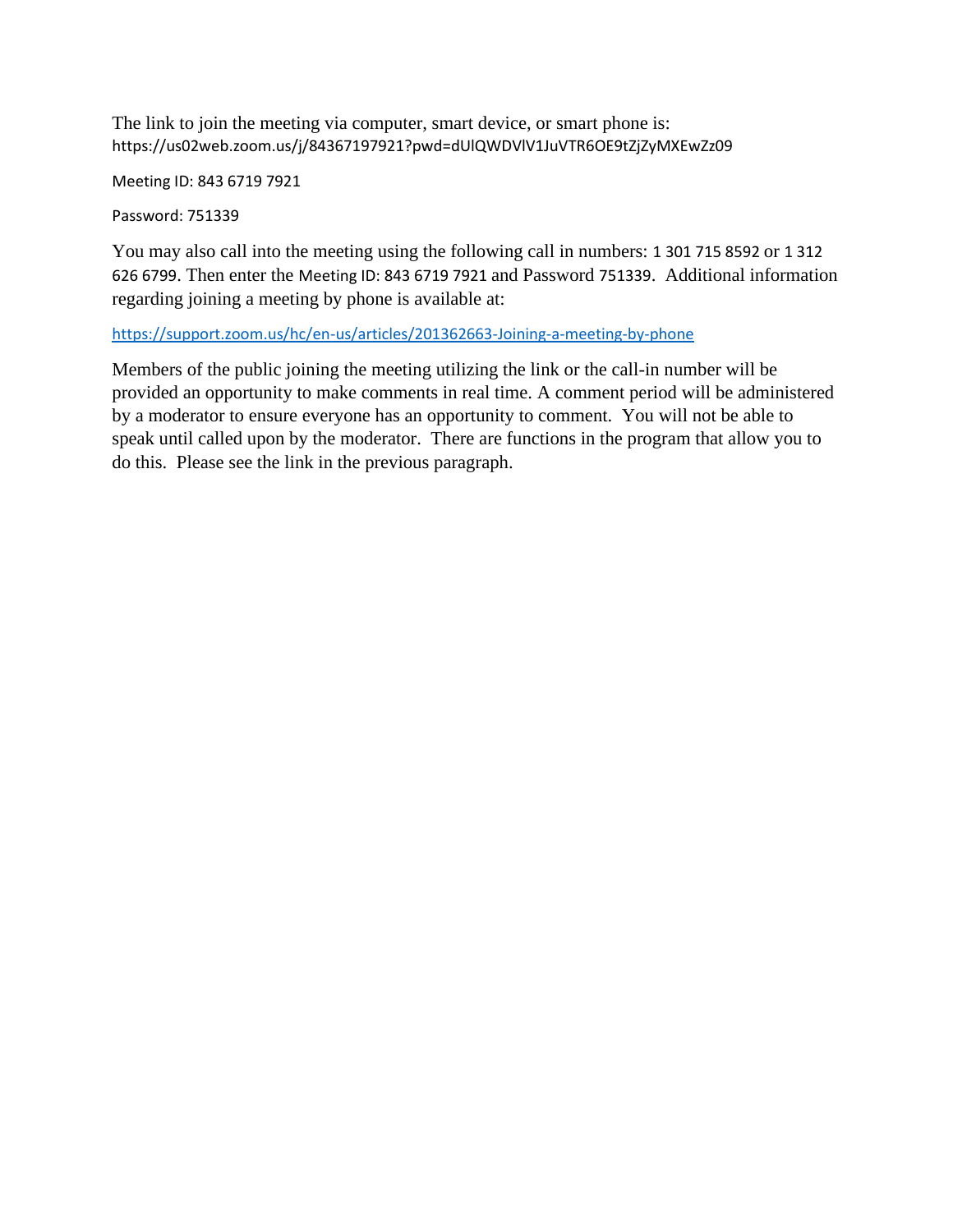The link to join the meeting via computer, smart device, or smart phone is:
https://us02web.zoom.us/j/84367197921?pwd=dUlQWDVlV1JuVTR6OE9tZjZyMXEwZz09

Meeting ID: 843 6719 7921

Password: 751339

You may also call into the meeting using the following call in numbers: 1 301 715 8592 or 1 312 626 6799. Then enter the Meeting ID: 843 6719 7921 and Password 751339. Additional information regarding joining a meeting by phone is available at:

https://support.zoom.us/hc/en-us/articles/201362663-Joining-a-meeting-by-phone

Members of the public joining the meeting utilizing the link or the call-in number will be provided an opportunity to make comments in real time. A comment period will be administered by a moderator to ensure everyone has an opportunity to comment. You will not be able to speak until called upon by the moderator. There are functions in the program that allow you to do this. Please see the link in the previous paragraph.